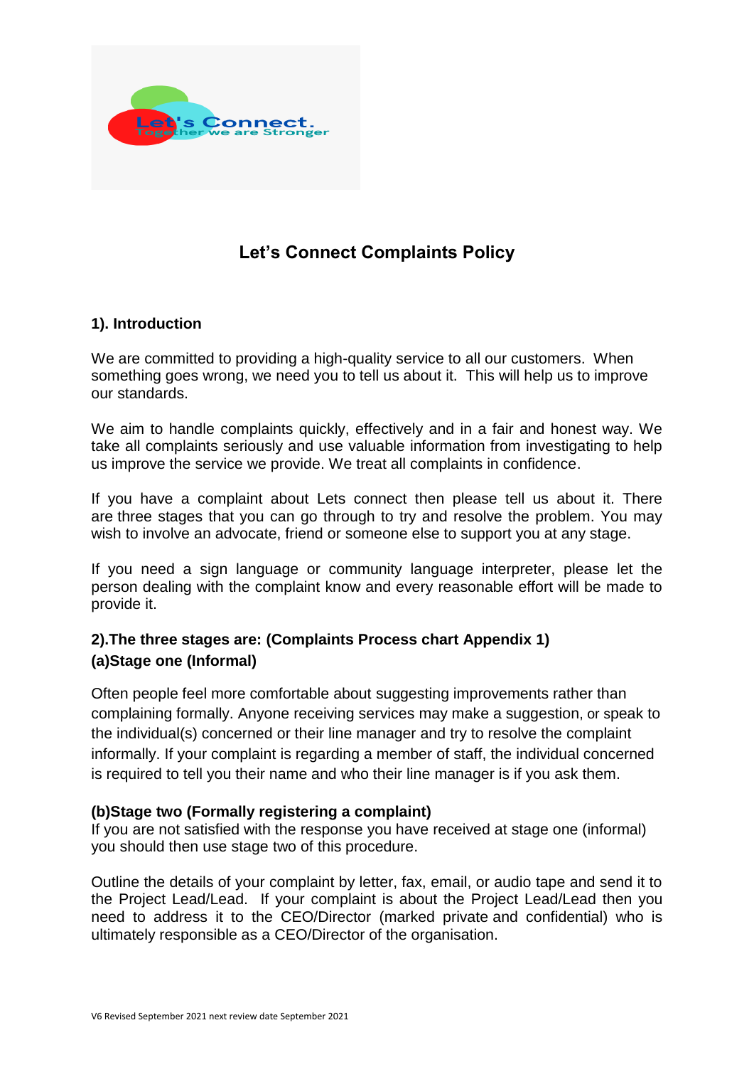# Let's Connect Complaints Policy

## 1). Introduction

We are committed to providing a high-quality service to all our customers. When something goes wrong, we need you to tell us about it. This will help us to improve our standards.

We aim to handle complaints quickly, effectively and in a fair and honest way. We take all complaints seriously and use valuable information from investigating to help us improve the service we provide. We treat all complaints in confidence.

If you have a complaint about Lets connect then please tell us about it. There are three stages that you can go through to try and resolve the problem. You may wish to involve an advocate, friend or someone else to support you at any stage.

If you need a sign language or community language interpreter, please let the person dealing with the complaint know and every reasonable effort will be made to provide it.

## 2).The three stages are: (Complaints Process chart Appendix 1)

### (a)Stage one (Informal)

Often people feel more comfortable about suggesting improvements rather than complaining formally. Anyone receiving services may make a suggestion, or speak to the individual(s) concerned or their line manager and try to resolve the complaint informally. If your complaint is regarding a member of staff, the individual concerned is required to tell you their name and who their line manager is if you ask them.

### (b)Stage two (Formally registering a complaint)

If you are not satisfied with the response you have received at stage one (informal) you should then use stage two of this procedure.

Outline the details of your complaint by letter, fax, email, or audio tape and send it to the Project Lead/Lead. If your complaint is about the Project Lead/Lead then you need to address it to the CEO/Director (marked private and confidential) who is ultimately responsible as a CEO/Director of the organisation.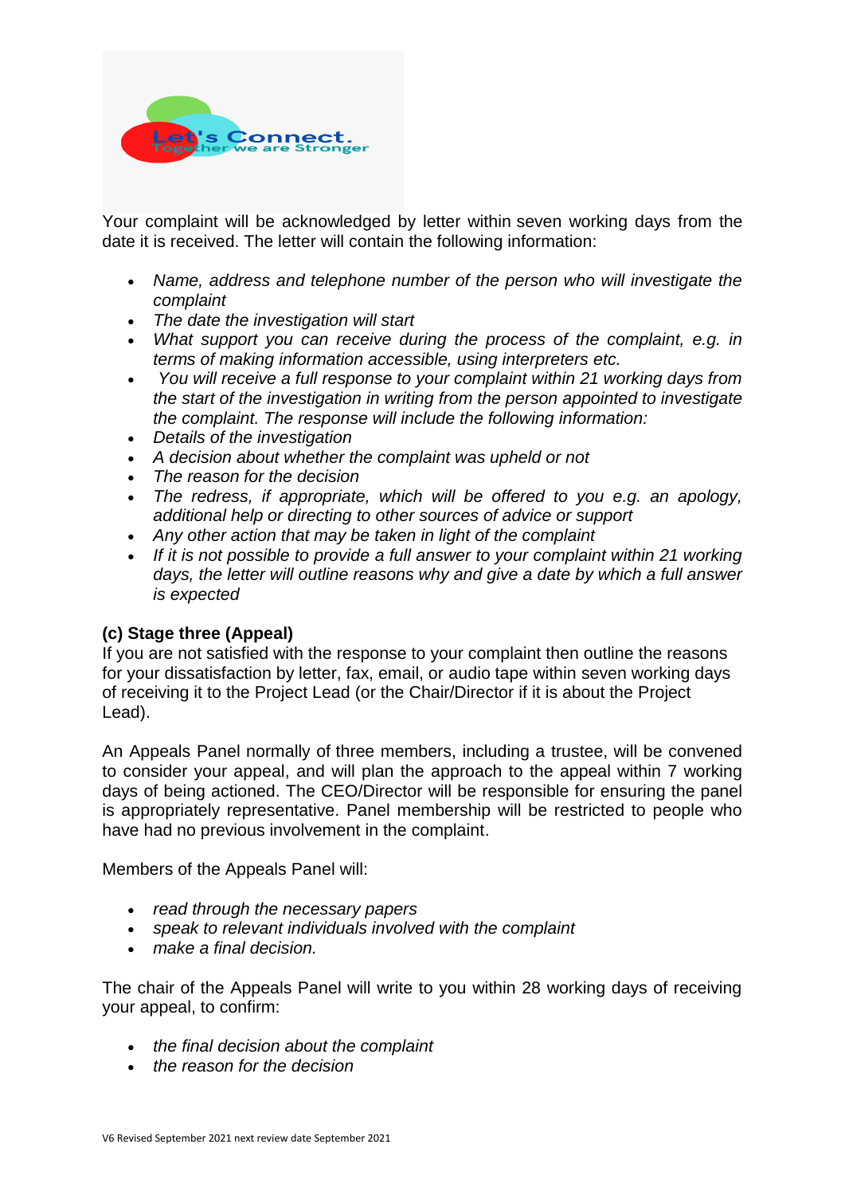Your complaint will be acknowledged by letter within seven working days from the date it is received. The letter will contain the following information:

- *Name, address and telephone number of the person who will investigate the complaint*
- *The date the investigation will start*
- *What support you can receive during the process of the complaint, e.g. in terms of making information accessible, using interpreters etc.*
- *You will receive a full response to your complaint within 21 working days from the start of the investigation in writing from the person appointed to investigate the complaint. The response will include the following information:*
- *Details of the investigation*
- *A decision about whether the complaint was upheld or not*
- *The reason for the decision*
- *The redress, if appropriate, which will be offered to you e.g. an apology, additional help or directing to other sources of advice or support*
- *Any other action that may be taken in light of the complaint*
- *If it is not possible to provide a full answer to your complaint within 21 working days, the letter will outline reasons why and give a date by which a full answer is expected*

**(c) Stage three (Appeal)**

If you are not satisfied with the response to your complaint then outline the reasons for your dissatisfaction by letter, fax, email, or audio tape within seven working days of receiving it to the Project Lead (or the Chair/Director if it is about the Project Lead).

An Appeals Panel normally of three members, including a trustee, will be convened to consider your appeal, and will plan the approach to the appeal within 7 working days of being actioned. The CEO/Director will be responsible for ensuring the panel is appropriately representative. Panel membership will be restricted to people who have had no previous involvement in the complaint.

Members of the Appeals Panel will:

- *read through the necessary papers*
- *speak to relevant individuals involved with the complaint*
- *make a final decision.*

The chair of the Appeals Panel will write to you within 28 working days of receiving your appeal, to confirm:

- *the final decision about the complaint*
- *the reason for the decision*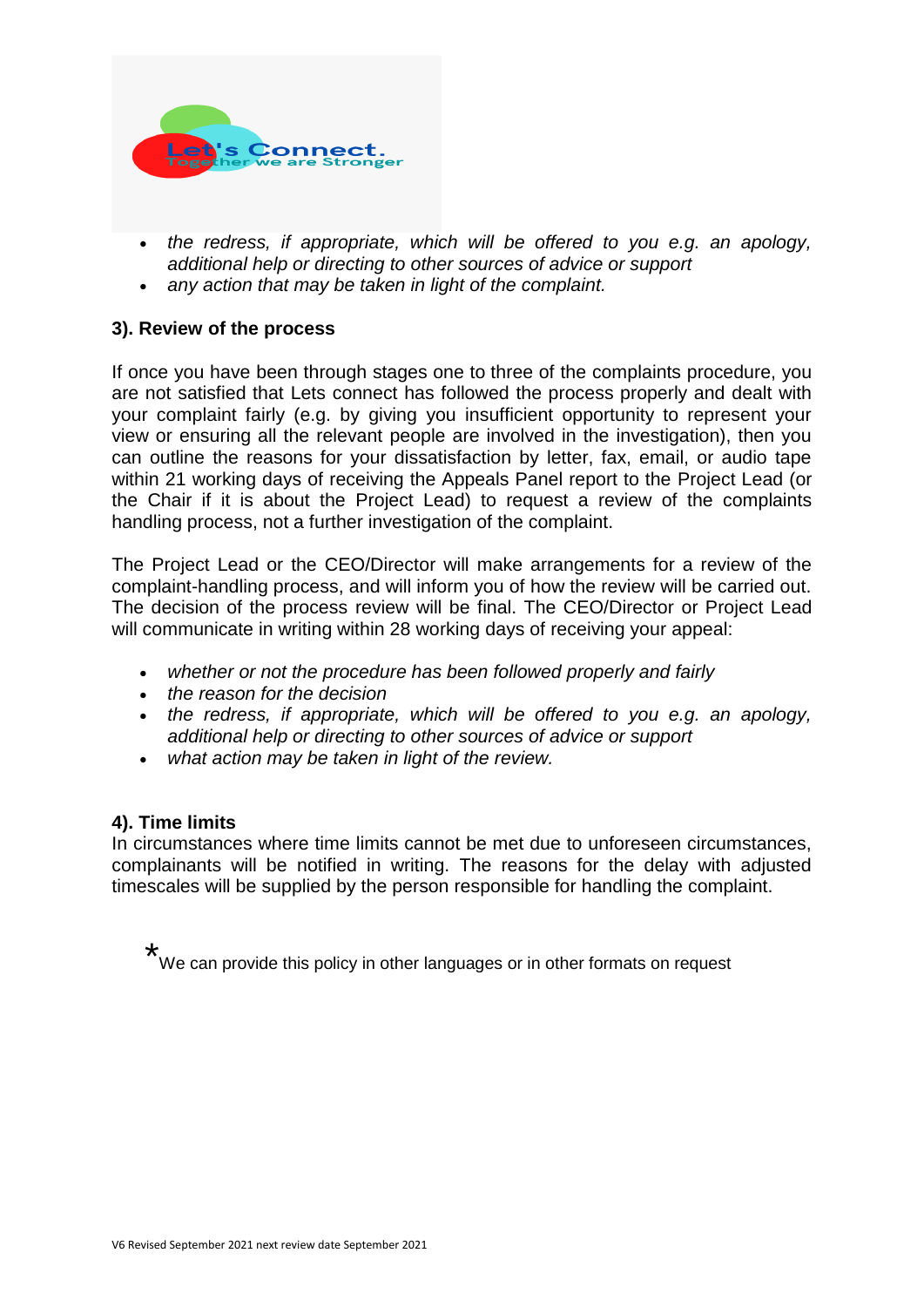- *the redress, if appropriate, which will be offered to you e.g. an apology, additional help or directing to other sources of advice or support*
- *any action that may be taken in light of the complaint.*

**3). Review of the process**

If once you have been through stages one to three of the complaints procedure, you are not satisfied that Lets connect has followed the process properly and dealt with your complaint fairly (e.g. by giving you insufficient opportunity to represent your view or ensuring all the relevant people are involved in the investigation), then you can outline the reasons for your dissatisfaction by letter, fax, email, or audio tape within 21 working days of receiving the Appeals Panel report to the Project Lead (or the Chair if it is about the Project Lead) to request a review of the complaints handling process, not a further investigation of the complaint.

The Project Lead or the CEO/Director will make arrangements for a review of the complaint-handling process, and will inform you of how the review will be carried out. The decision of the process review will be final. The CEO/Director or Project Lead will communicate in writing within 28 working days of receiving your appeal:

- *whether or not the procedure has been followed properly and fairly*
- *the reason for the decision*
- *the redress, if appropriate, which will be offered to you e.g. an apology, additional help or directing to other sources of advice or support*
- *what action may be taken in light of the review.*

**4). Time limits**

In circumstances where time limits cannot be met due to unforeseen circumstances, complainants will be notified in writing. The reasons for the delay with adjusted timescales will be supplied by the person responsible for handling the complaint.

*We can provide this policy in other languages or in other formats on request

V6 Revised September 2021 next review date September 2021